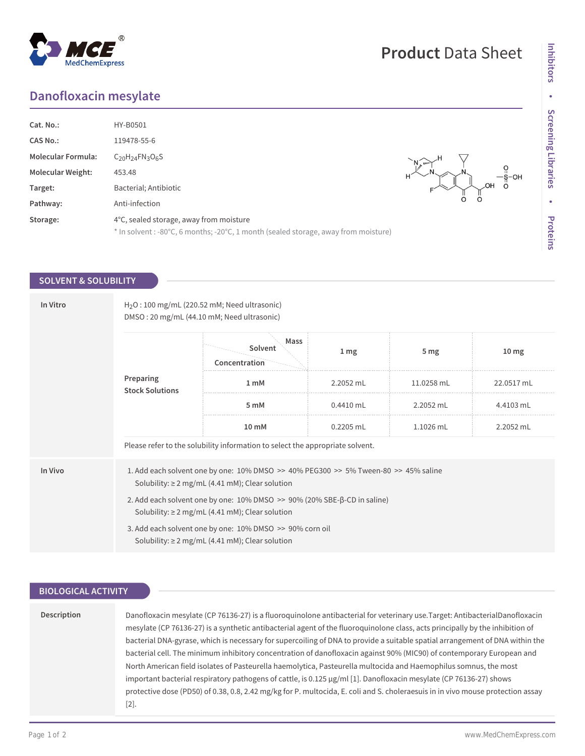# Product Data Sheet

## Danofloxacin mesylate

| | |
|---|---|
| **Cat. No.:** | HY-B0501 |
| **CAS No.:** | 119478-55-6 |
| **Molecular Formula:** | $C_{20}H_{24}FN_3O_6S$ |
| **Molecular Weight:** | 453.48 |
| **Target:** | Bacterial; Antibiotic |
| **Pathway:** | Anti-infection |
| **Storage:** | 4°C, sealed storage, away from moisture<br>* In solvent : -80°C, 6 months; -20°C, 1 month (sealed storage, away from moisture) |

## SOLVENT & SOLUBILITY

**In Vitro**

$H_2O$ : 100 mg/mL (220.52 mM; Need ultrasonic)
DMSO : 20 mg/mL (44.10 mM; Need ultrasonic)

**Preparing Stock Solutions**

| Concentration \ Solvent \ Mass | 1 mg | 5 mg | 10 mg |
|---|---|---|---|
| 1 mM | 2.2052 mL | 11.0258 mL | 22.0517 mL |
| 5 mM | 0.4410 mL | 2.2052 mL | 4.4103 mL |
| 10 mM | 0.2205 mL | 1.1026 mL | 2.2052 mL |

Please refer to the solubility information to select the appropriate solvent.

**In Vivo**

1. Add each solvent one by one: 10% DMSO >> 40% PEG300 >> 5% Tween-80 >> 45% saline
   Solubility: ≥ 2 mg/mL (4.41 mM); Clear solution
2. Add each solvent one by one: 10% DMSO >> 90% (20% SBE-β-CD in saline)
   Solubility: ≥ 2 mg/mL (4.41 mM); Clear solution
3. Add each solvent one by one: 10% DMSO >> 90% corn oil
   Solubility: ≥ 2 mg/mL (4.41 mM); Clear solution

## BIOLOGICAL ACTIVITY

**Description**

Danofloxacin mesylate (CP 76136-27) is a fluoroquinolone antibacterial for veterinary use.Target: AntibacterialDanofloxacin mesylate (CP 76136-27) is a synthetic antibacterial agent of the fluoroquinolone class, acts principally by the inhibition of bacterial DNA-gyrase, which is necessary for supercoiling of DNA to provide a suitable spatial arrangement of DNA within the bacterial cell. The minimum inhibitory concentration of danofloxacin against 90% (MIC90) of contemporary European and North American field isolates of Pasteurella haemolytica, Pasteurella multocida and Haemophilus somnus, the most important bacterial respiratory pathogens of cattle, is 0.125 μg/ml [1]. Danofloxacin mesylate (CP 76136-27) shows protective dose (PD50) of 0.38, 0.8, 2.42 mg/kg for P. multocida, E. coli and S. choleraesuis in in vivo mouse protection assay [2].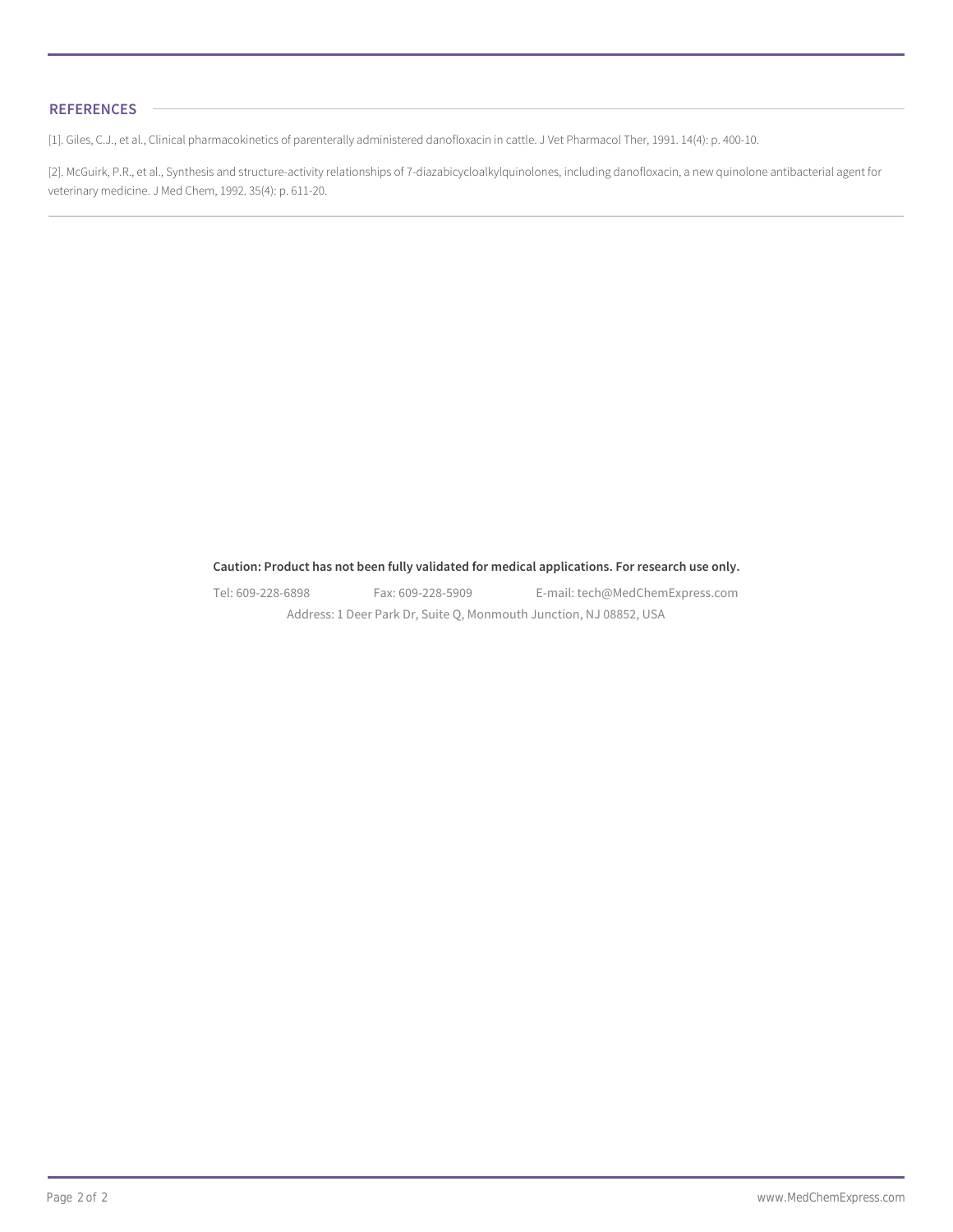## REFERENCES

[1]. Giles, C.J., et al., Clinical pharmacokinetics of parenterally administered danofloxacin in cattle. J Vet Pharmacol Ther, 1991. 14(4): p. 400-10.

[2]. McGuirk, P.R., et al., Synthesis and structure-activity relationships of 7-diazabicycloalkylquinolones, including danofloxacin, a new quinolone antibacterial agent for veterinary medicine. J Med Chem, 1992. 35(4): p. 611-20.

**Caution: Product has not been fully validated for medical applications. For research use only.**

Tel: 609-228-6898    Fax: 609-228-5909    E-mail: tech@MedChemExpress.com

Address: 1 Deer Park Dr, Suite Q, Monmouth Junction, NJ 08852, USA